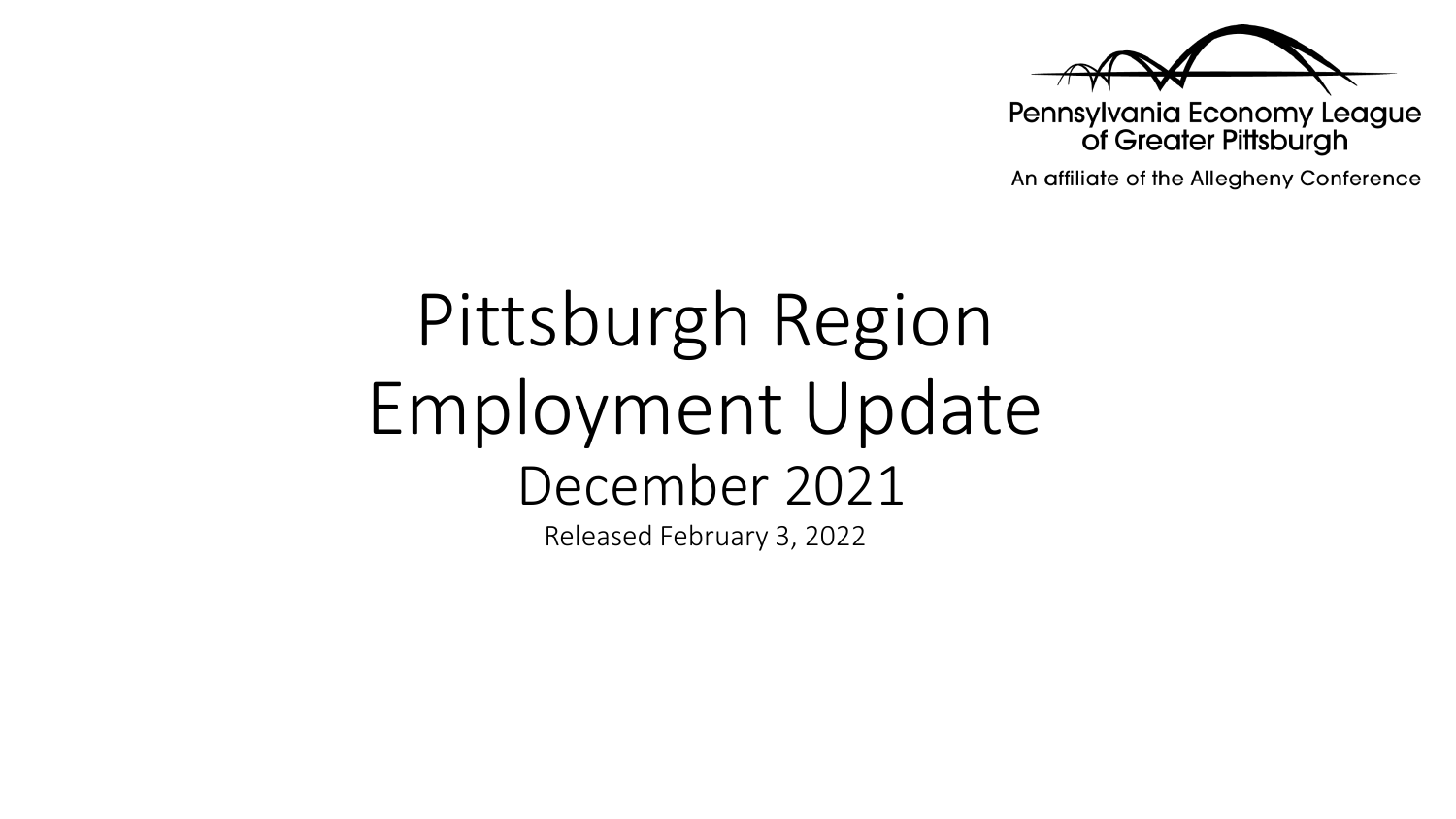Pennsylvania Economy League of Greater Pittsburgh

An affiliate of the Allegheny Conference

# Pittsburgh Region Employment Update

## December 2021

Released February 3, 2022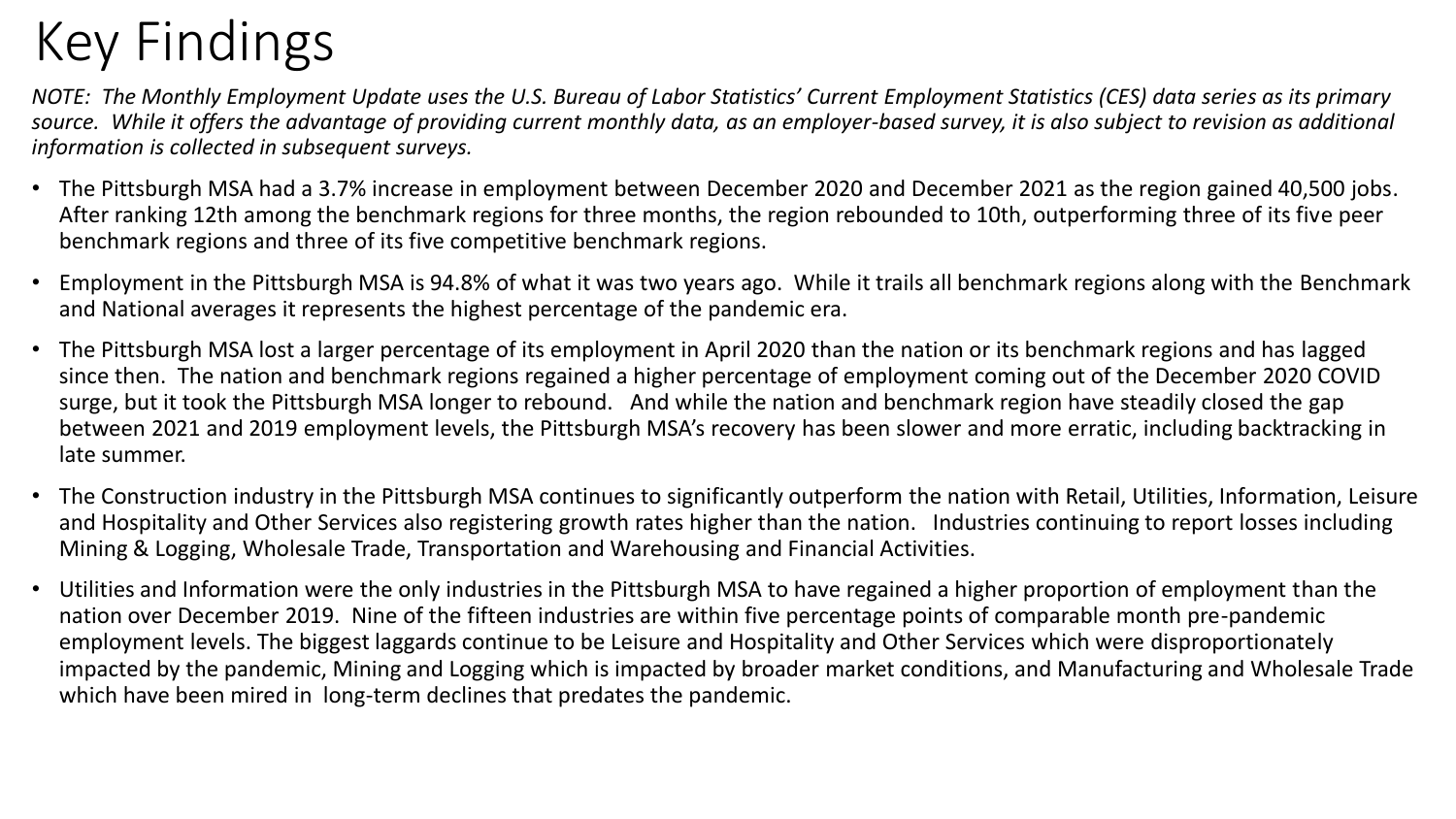# Key Findings

*NOTE: The Monthly Employment Update uses the U.S. Bureau of Labor Statistics' Current Employment Statistics (CES) data series as its primary source. While it offers the advantage of providing current monthly data, as an employer-based survey, it is also subject to revision as additional information is collected in subsequent surveys.*

- The Pittsburgh MSA had a 3.7% increase in employment between December 2020 and December 2021 as the region gained 40,500 jobs. After ranking 12th among the benchmark regions for three months, the region rebounded to 10th, outperforming three of its five peer benchmark regions and three of its five competitive benchmark regions.
- Employment in the Pittsburgh MSA is 94.8% of what it was two years ago. While it trails all benchmark regions along with the Benchmark and National averages it represents the highest percentage of the pandemic era.
- The Pittsburgh MSA lost a larger percentage of its employment in April 2020 than the nation or its benchmark regions and has lagged since then. The nation and benchmark regions regained a higher percentage of employment coming out of the December 2020 COVID surge, but it took the Pittsburgh MSA longer to rebound. And while the nation and benchmark region have steadily closed the gap between 2021 and 2019 employment levels, the Pittsburgh MSA's recovery has been slower and more erratic, including backtracking in late summer.
- The Construction industry in the Pittsburgh MSA continues to significantly outperform the nation with Retail, Utilities, Information, Leisure and Hospitality and Other Services also registering growth rates higher than the nation. Industries continuing to report losses including Mining & Logging, Wholesale Trade, Transportation and Warehousing and Financial Activities.
- Utilities and Information were the only industries in the Pittsburgh MSA to have regained a higher proportion of employment than the nation over December 2019. Nine of the fifteen industries are within five percentage points of comparable month pre-pandemic employment levels. The biggest laggards continue to be Leisure and Hospitality and Other Services which were disproportionately impacted by the pandemic, Mining and Logging which is impacted by broader market conditions, and Manufacturing and Wholesale Trade which have been mired in long-term declines that predates the pandemic.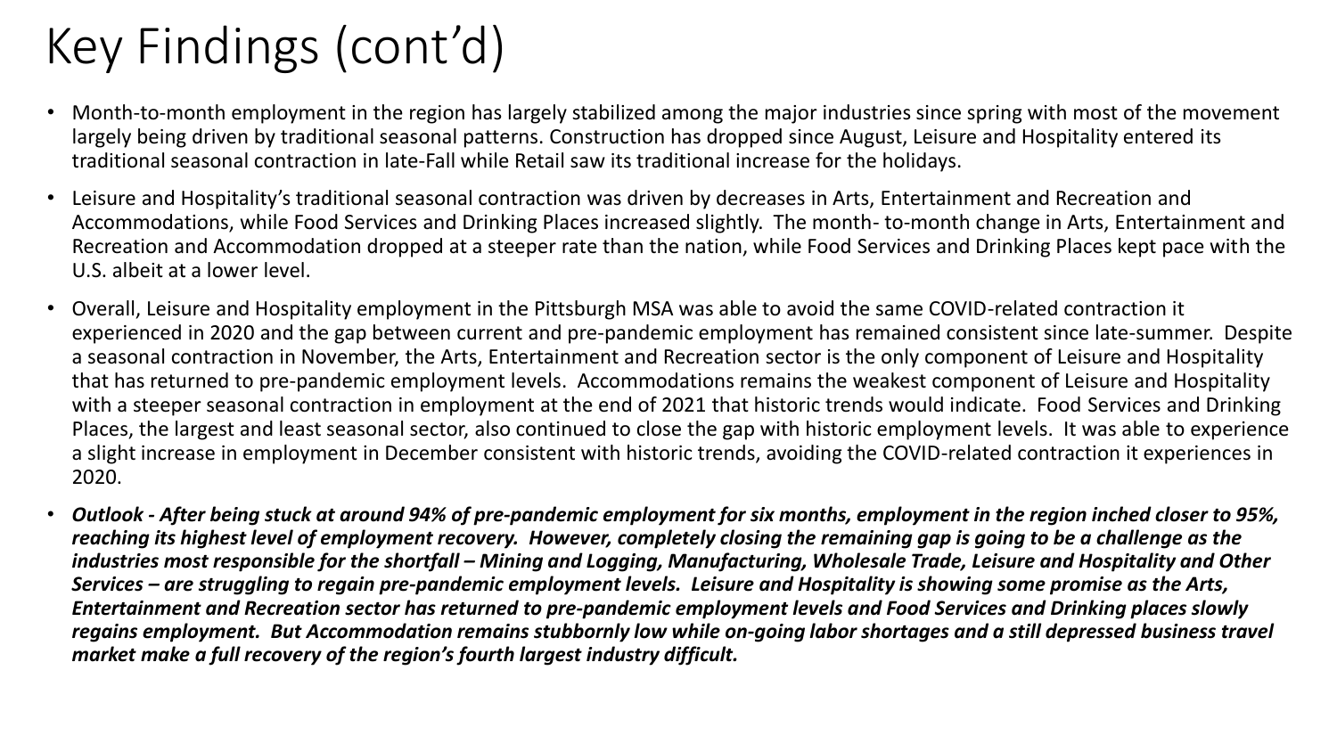# Key Findings (cont'd)

- Month-to-month employment in the region has largely stabilized among the major industries since spring with most of the movement largely being driven by traditional seasonal patterns. Construction has dropped since August, Leisure and Hospitality entered its traditional seasonal contraction in late-Fall while Retail saw its traditional increase for the holidays.
- Leisure and Hospitality's traditional seasonal contraction was driven by decreases in Arts, Entertainment and Recreation and Accommodations, while Food Services and Drinking Places increased slightly. The month- to-month change in Arts, Entertainment and Recreation and Accommodation dropped at a steeper rate than the nation, while Food Services and Drinking Places kept pace with the U.S. albeit at a lower level.
- Overall, Leisure and Hospitality employment in the Pittsburgh MSA was able to avoid the same COVID-related contraction it experienced in 2020 and the gap between current and pre-pandemic employment has remained consistent since late-summer. Despite a seasonal contraction in November, the Arts, Entertainment and Recreation sector is the only component of Leisure and Hospitality that has returned to pre-pandemic employment levels. Accommodations remains the weakest component of Leisure and Hospitality with a steeper seasonal contraction in employment at the end of 2021 that historic trends would indicate. Food Services and Drinking Places, the largest and least seasonal sector, also continued to close the gap with historic employment levels. It was able to experience a slight increase in employment in December consistent with historic trends, avoiding the COVID-related contraction it experiences in 2020.
- ***Outlook - After being stuck at around 94% of pre-pandemic employment for six months, employment in the region inched closer to 95%, reaching its highest level of employment recovery. However, completely closing the remaining gap is going to be a challenge as the industries most responsible for the shortfall – Mining and Logging, Manufacturing, Wholesale Trade, Leisure and Hospitality and Other Services – are struggling to regain pre-pandemic employment levels. Leisure and Hospitality is showing some promise as the Arts, Entertainment and Recreation sector has returned to pre-pandemic employment levels and Food Services and Drinking places slowly regains employment. But Accommodation remains stubbornly low while on-going labor shortages and a still depressed business travel market make a full recovery of the region's fourth largest industry difficult.***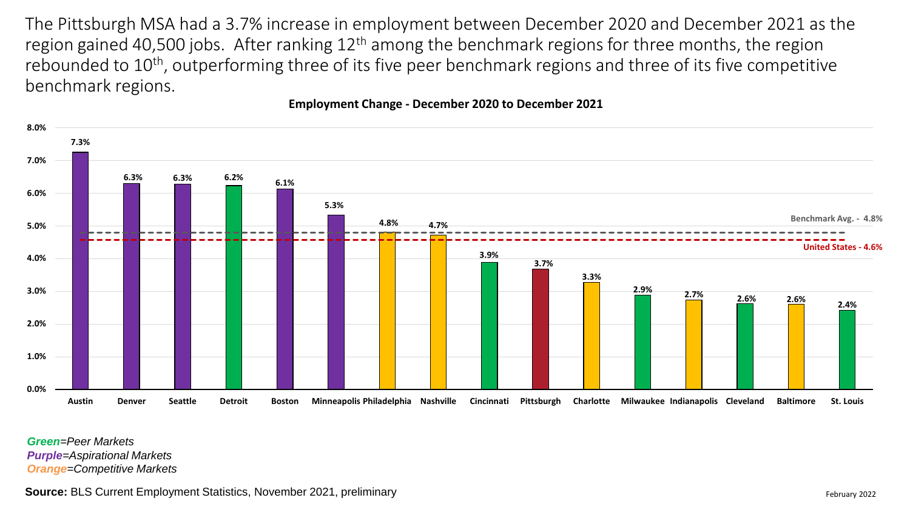The Pittsburgh MSA had a 3.7% increase in employment between December 2020 and December 2021 as the region gained 40,500 jobs. After ranking 12th among the benchmark regions for three months, the region rebounded to 10th, outperforming three of its five peer benchmark regions and three of its five competitive benchmark regions.

**Employment Change - December 2020 to December 2021**

| Region | Employment Change | Market Type |
| --- | --- | --- |
| Austin | 7.3% | Aspirational |
| Denver | 6.3% | Aspirational |
| Seattle | 6.3% | Aspirational |
| Detroit | 6.2% | Peer |
| Boston | 6.1% | Aspirational |
| Minneapolis | 5.3% | Aspirational |
| Philadelphia | 4.8% | Competitive |
| Nashville | 4.7% | Competitive |
| Cincinnati | 3.9% | Peer |
| Pittsburgh | 3.7% | |
| Charlotte | 3.3% | Competitive |
| Milwaukee | 2.9% | Peer |
| Indianapolis | 2.7% | Competitive |
| Cleveland | 2.6% | Peer |
| Baltimore | 2.6% | Competitive |
| St. Louis | 2.4% | Peer |

Benchmark Avg. - 4.8%

United States - 4.6%

*Green=Peer Markets*
*Purple=Aspirational Markets*
*Orange=Competitive Markets*

**Source:** BLS Current Employment Statistics, November 2021, preliminary

February 2022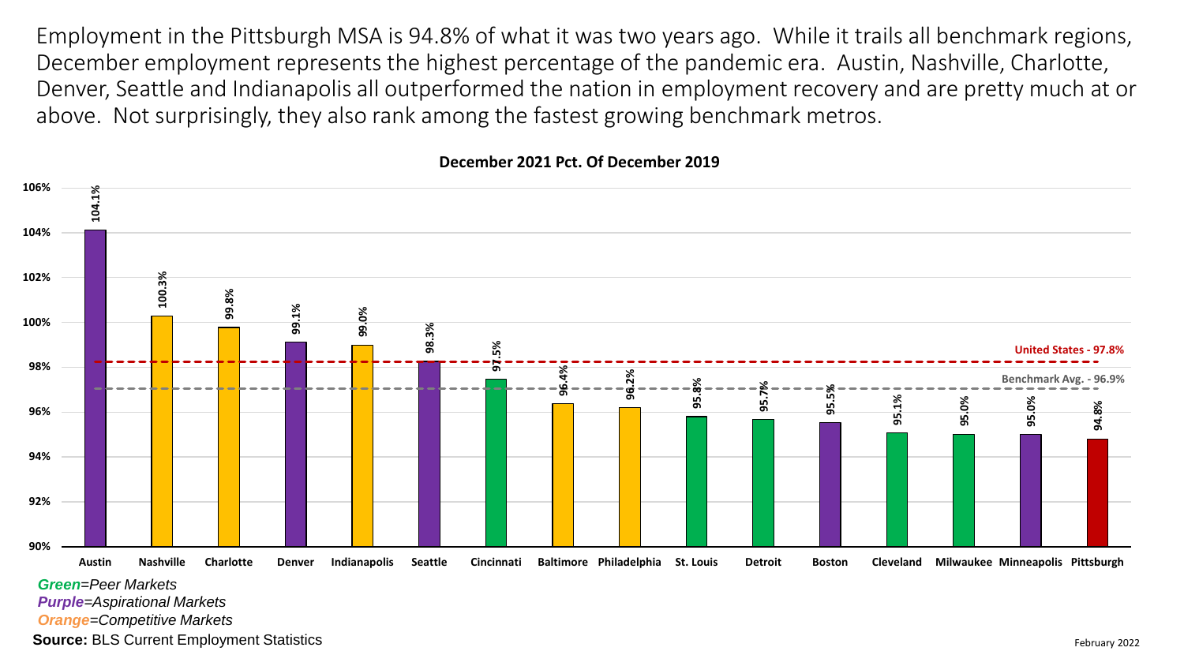Employment in the Pittsburgh MSA is 94.8% of what it was two years ago. While it trails all benchmark regions, December employment represents the highest percentage of the pandemic era. Austin, Nashville, Charlotte, Denver, Seattle and Indianapolis all outperformed the nation in employment recovery and are pretty much at or above. Not surprisingly, they also rank among the fastest growing benchmark metros.

**December 2021 Pct. Of December 2019**

| Metro | December 2021 Pct. Of December 2019 |
| --- | --- |
| Austin | 104.1% |
| Nashville | 100.3% |
| Charlotte | 99.8% |
| Denver | 99.1% |
| Indianapolis | 99.0% |
| Seattle | 98.3% |
| Cincinnati | 97.5% |
| Baltimore | 96.4% |
| Philadelphia | 96.2% |
| St. Louis | 95.8% |
| Detroit | 95.7% |
| Boston | 95.5% |
| Cleveland | 95.1% |
| Milwaukee | 95.0% |
| Minneapolis | 95.0% |
| Pittsburgh | 94.8% |

United States - 97.8%

Benchmark Avg. - 96.9%

*Green=Peer Markets*

*Purple=Aspirational Markets*

*Orange=Competitive Markets*

**Source:** BLS Current Employment Statistics

February 2022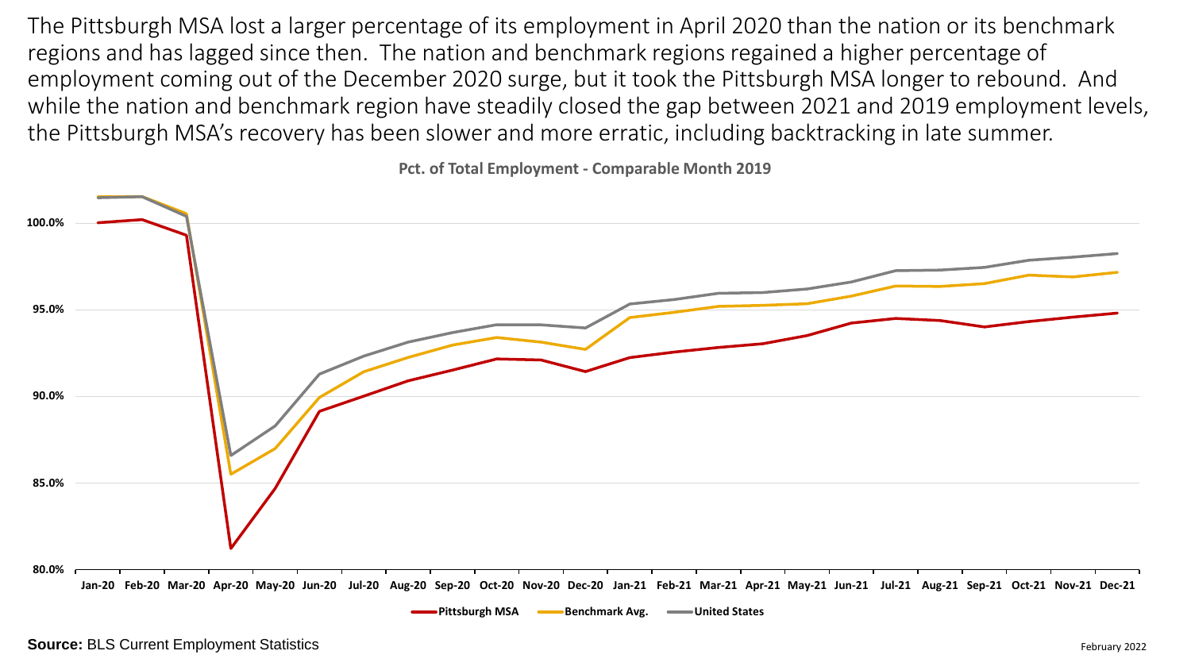The Pittsburgh MSA lost a larger percentage of its employment in April 2020 than the nation or its benchmark regions and has lagged since then. The nation and benchmark regions regained a higher percentage of employment coming out of the December 2020 surge, but it took the Pittsburgh MSA longer to rebound. And while the nation and benchmark region have steadily closed the gap between 2021 and 2019 employment levels, the Pittsburgh MSA's recovery has been slower and more erratic, including backtracking in late summer.

**Pct. of Total Employment - Comparable Month 2019**

**Source:** BLS Current Employment Statistics

February 2022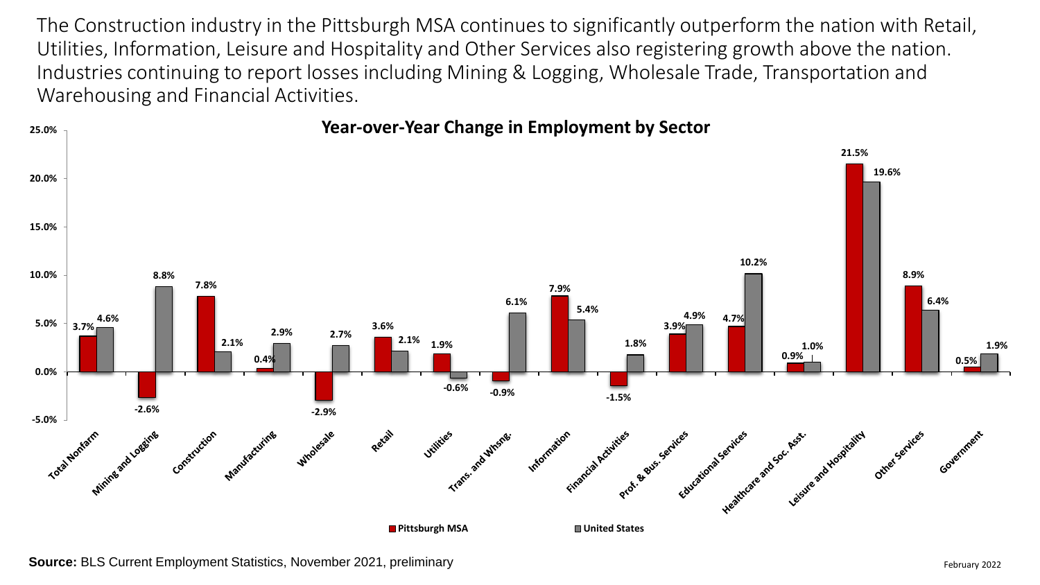The Construction industry in the Pittsburgh MSA continues to significantly outperform the nation with Retail, Utilities, Information, Leisure and Hospitality and Other Services also registering growth above the nation. Industries continuing to report losses including Mining & Logging, Wholesale Trade, Transportation and Warehousing and Financial Activities.

## Year-over-Year Change in Employment by Sector

| Sector | Pittsburgh MSA | United States |
|---|---|---|
| Total Nonfarm | 3.7% | 4.6% |
| Mining and Logging | -2.6% | 8.8% |
| Construction | 7.8% | 2.1% |
| Manufacturing | 0.4% | 2.9% |
| Wholesale | -2.9% | 2.7% |
| Retail | 3.6% | 2.1% |
| Utilities | 1.9% | -0.6% |
| Trans. and Whsng. | -0.9% | 6.1% |
| Information | 7.9% | 5.4% |
| Financial Activities | -1.5% | 1.8% |
| Prof. & Bus. Services | 3.9% | 4.9% |
| Educational Services | 4.7% | 10.2% |
| Healthcare and Soc. Asst. | 0.9% | 1.0% |
| Leisure and Hospitality | 21.5% | 19.6% |
| Other Services | 8.9% | 6.4% |
| Government | 0.5% | 1.9% |

**Source:** BLS Current Employment Statistics, November 2021, preliminary

February 2022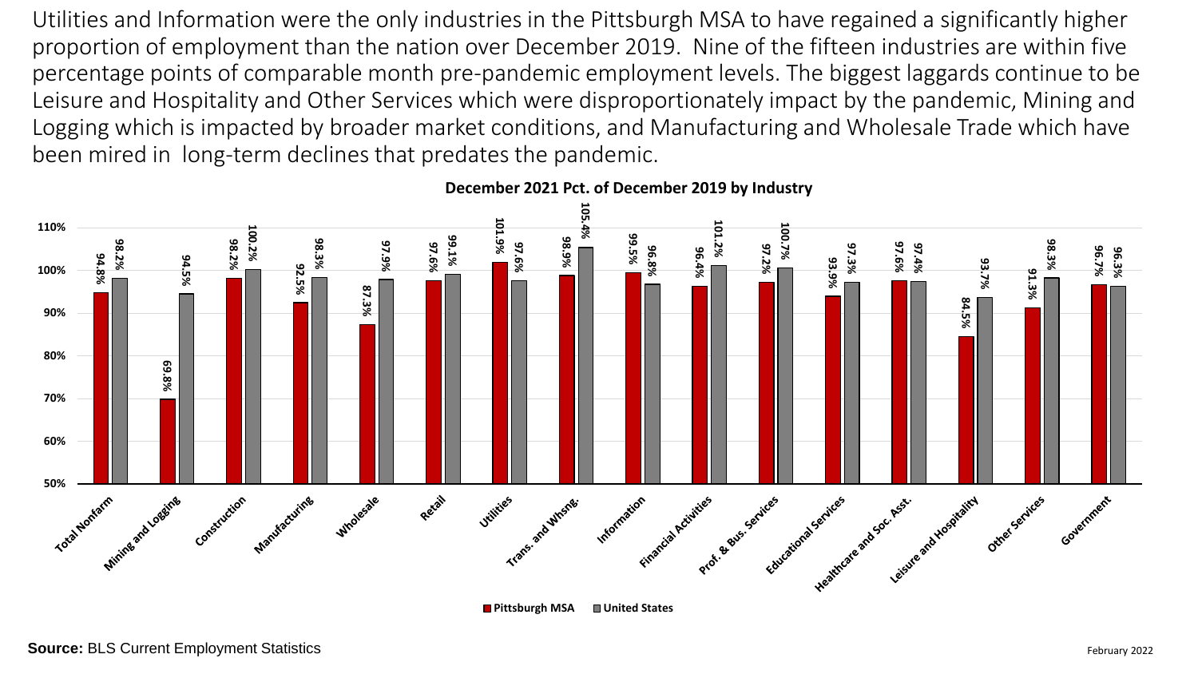Utilities and Information were the only industries in the Pittsburgh MSA to have regained a significantly higher proportion of employment than the nation over December 2019. Nine of the fifteen industries are within five percentage points of comparable month pre-pandemic employment levels. The biggest laggards continue to be Leisure and Hospitality and Other Services which were disproportionately impact by the pandemic, Mining and Logging which is impacted by broader market conditions, and Manufacturing and Wholesale Trade which have been mired in long-term declines that predates the pandemic.

**December 2021 Pct. of December 2019 by Industry**

| Industry | Pittsburgh MSA | United States |
|---|---|---|
| Total Nonfarm | 94.8% | 98.2% |
| Mining and Logging | 69.8% | 94.5% |
| Construction | 98.2% | 100.2% |
| Manufacturing | 92.5% | 98.3% |
| Wholesale | 87.3% | 97.9% |
| Retail | 97.6% | 99.1% |
| Utilities | 101.9% | 97.6% |
| Trans. and Whsng. | 98.9% | 105.4% |
| Information | 99.5% | 96.8% |
| Financial Activities | 96.4% | 101.2% |
| Prof. & Bus. Services | 97.2% | 100.7% |
| Educational Services | 93.9% | 97.3% |
| Healthcare and Soc. Asst. | 97.6% | 97.4% |
| Leisure and Hospitality | 84.5% | 93.7% |
| Other Services | 91.3% | 98.3% |
| Government | 96.7% | 96.3% |

**Source:** BLS Current Employment Statistics

February 2022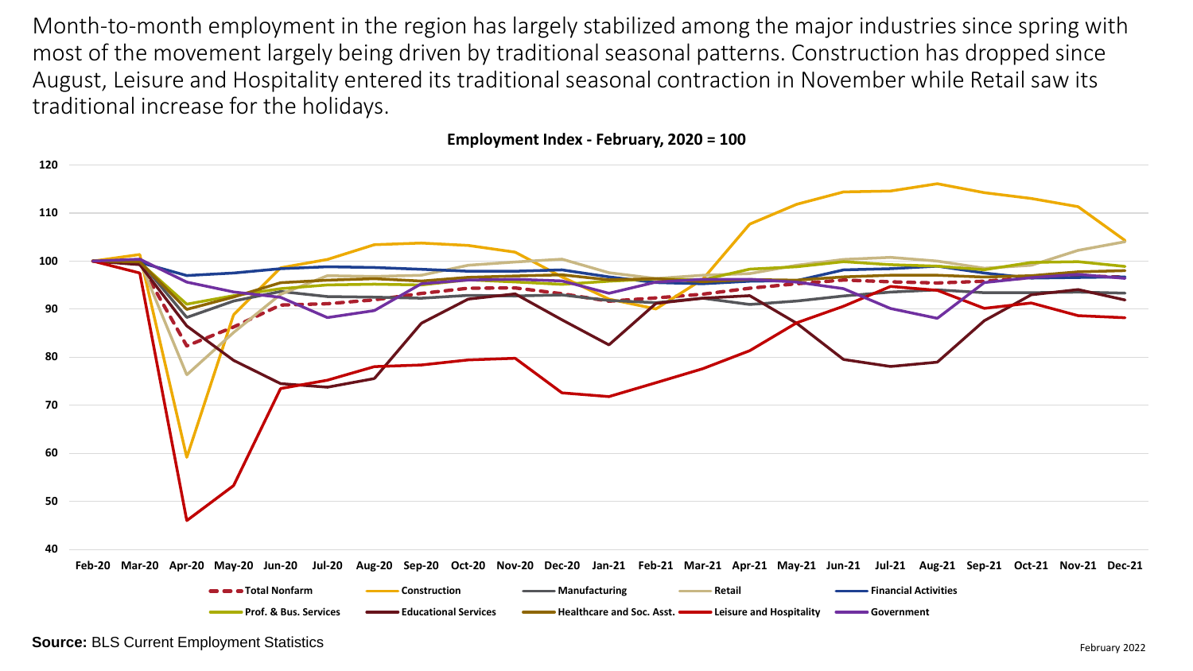Month-to-month employment in the region has largely stabilized among the major industries since spring with most of the movement largely being driven by traditional seasonal patterns. Construction has dropped since August, Leisure and Hospitality entered its traditional seasonal contraction in November while Retail saw its traditional increase for the holidays.

**Employment Index - February, 2020 = 100**

**Source:** BLS Current Employment Statistics

February 2022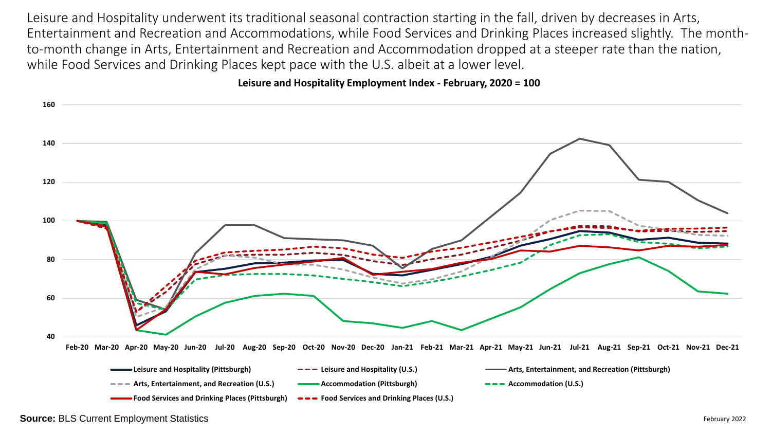Leisure and Hospitality underwent its traditional seasonal contraction starting in the fall, driven by decreases in Arts, Entertainment and Recreation and Accommodations, while Food Services and Drinking Places increased slightly. The month-to-month change in Arts, Entertainment and Recreation and Accommodation dropped at a steeper rate than the nation, while Food Services and Drinking Places kept pace with the U.S. albeit at a lower level.

**Leisure and Hospitality Employment Index - February, 2020 = 100**

**Source:** BLS Current Employment Statistics

February 2022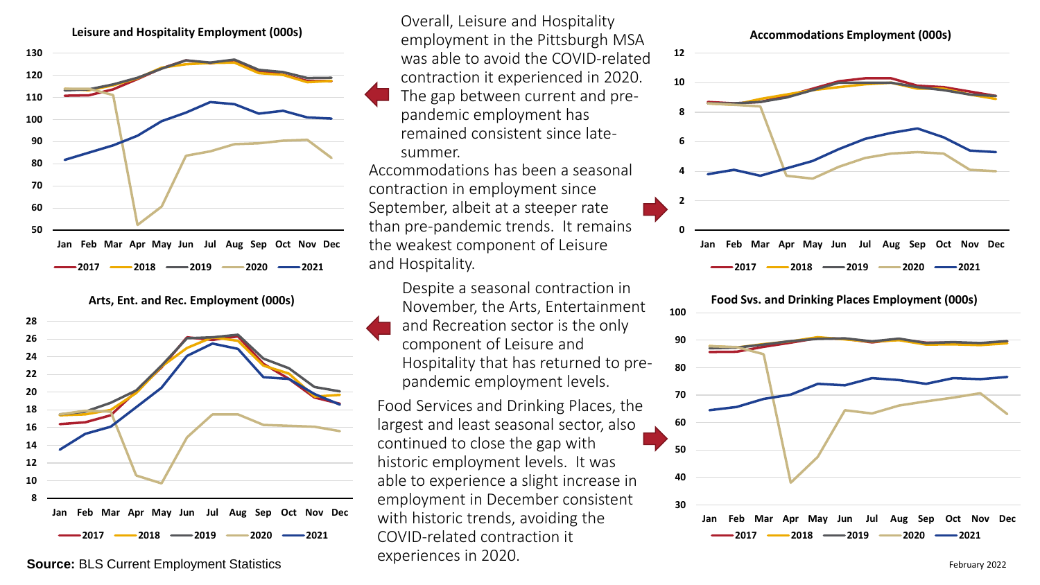**Leisure and Hospitality Employment (000s)**

130
120
110
100
90
80
70
60
50

Jan Feb Mar Apr May Jun Jul Aug Sep Oct Nov Dec

2017 2018 2019 2020 2021

Overall, Leisure and Hospitality employment in the Pittsburgh MSA was able to avoid the COVID-related contraction it experienced in 2020. The gap between current and pre-pandemic employment has remained consistent since late-summer.

**Accommodations Employment (000s)**

12
10
8
6
4
2
0

Jan Feb Mar Apr May Jun Jul Aug Sep Oct Nov Dec

2017 2018 2019 2020 2021

Accommodations has been a seasonal contraction in employment since September, albeit at a steeper rate than pre-pandemic trends. It remains the weakest component of Leisure and Hospitality.

**Arts, Ent. and Rec. Employment (000s)**

28
26
24
22
20
18
16
14
12
10
8

Jan Feb Mar Apr May Jun Jul Aug Sep Oct Nov Dec

2017 2018 2019 2020 2021

Despite a seasonal contraction in November, the Arts, Entertainment and Recreation sector is the only component of Leisure and Hospitality that has returned to pre-pandemic employment levels.

**Food Svs. and Drinking Places Employment (000s)**

100
90
80
70
60
50
40
30

Jan Feb Mar Apr May Jun Jul Aug Sep Oct Nov Dec

2017 2018 2019 2020 2021

Food Services and Drinking Places, the largest and least seasonal sector, also continued to close the gap with historic employment levels. It was able to experience a slight increase in employment in December consistent with historic trends, avoiding the COVID-related contraction it experiences in 2020.

**Source:** BLS Current Employment Statistics

February 2022